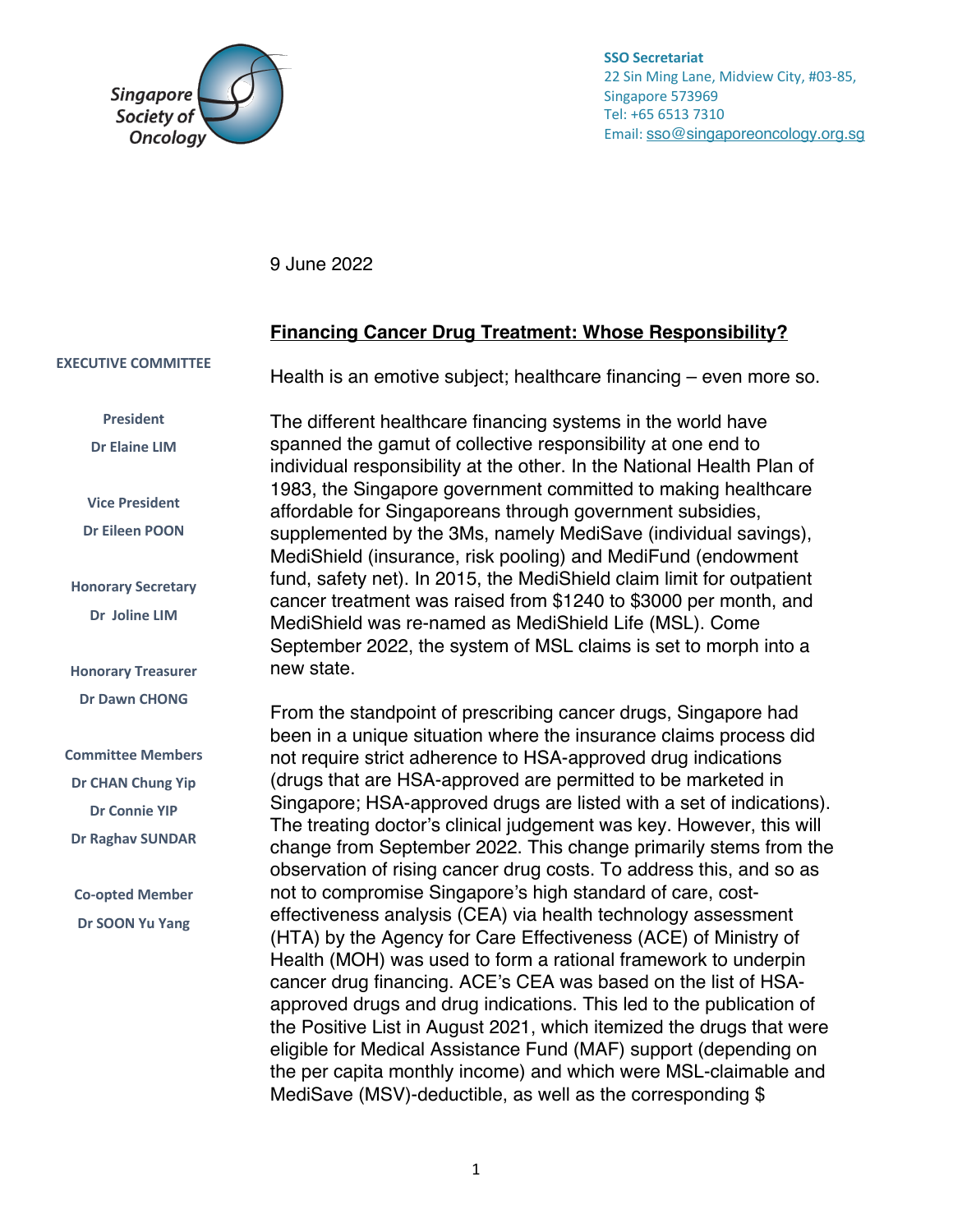**Singapore Society of Oncology**

**SSO Secretariat**
22 Sin Ming Lane, Midview City, #03-85,
Singapore 573969
Tel: +65 6513 7310
Email: sso@singaporeoncology.org.sg

**EXECUTIVE COMMITTEE**

**President**
**Dr Elaine LIM**

**Vice President**
**Dr Eileen POON**

**Honorary Secretary**
**Dr Joline LIM**

**Honorary Treasurer**
**Dr Dawn CHONG**

**Committee Members**
**Dr CHAN Chung Yip**
**Dr Connie YIP**
**Dr Raghav SUNDAR**

**Co-opted Member**
**Dr SOON Yu Yang**

9 June 2022

**Financing Cancer Drug Treatment: Whose Responsibility?**

Health is an emotive subject; healthcare financing – even more so.

The different healthcare financing systems in the world have spanned the gamut of collective responsibility at one end to individual responsibility at the other. In the National Health Plan of 1983, the Singapore government committed to making healthcare affordable for Singaporeans through government subsidies, supplemented by the 3Ms, namely MediSave (individual savings), MediShield (insurance, risk pooling) and MediFund (endowment fund, safety net). In 2015, the MediShield claim limit for outpatient cancer treatment was raised from $1240 to $3000 per month, and MediShield was re-named as MediShield Life (MSL). Come September 2022, the system of MSL claims is set to morph into a new state.

From the standpoint of prescribing cancer drugs, Singapore had been in a unique situation where the insurance claims process did not require strict adherence to HSA-approved drug indications (drugs that are HSA-approved are permitted to be marketed in Singapore; HSA-approved drugs are listed with a set of indications). The treating doctor's clinical judgement was key. However, this will change from September 2022. This change primarily stems from the observation of rising cancer drug costs. To address this, and so as not to compromise Singapore's high standard of care, cost-effectiveness analysis (CEA) via health technology assessment (HTA) by the Agency for Care Effectiveness (ACE) of Ministry of Health (MOH) was used to form a rational framework to underpin cancer drug financing. ACE's CEA was based on the list of HSA-approved drugs and drug indications. This led to the publication of the Positive List in August 2021, which itemized the drugs that were eligible for Medical Assistance Fund (MAF) support (depending on the per capita monthly income) and which were MSL-claimable and MediSave (MSV)-deductible, as well as the corresponding $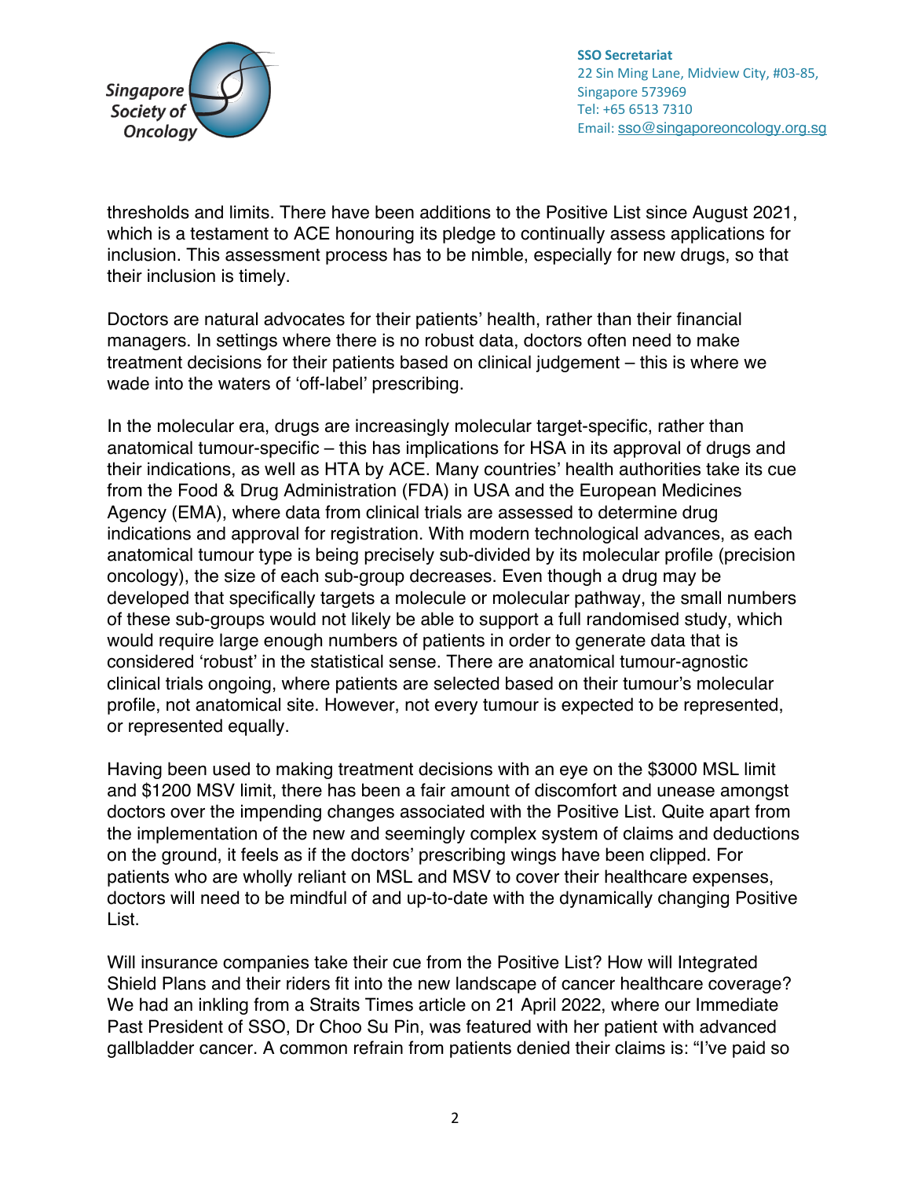thresholds and limits. There have been additions to the Positive List since August 2021, which is a testament to ACE honouring its pledge to continually assess applications for inclusion. This assessment process has to be nimble, especially for new drugs, so that their inclusion is timely.

Doctors are natural advocates for their patients' health, rather than their financial managers. In settings where there is no robust data, doctors often need to make treatment decisions for their patients based on clinical judgement – this is where we wade into the waters of 'off-label' prescribing.

In the molecular era, drugs are increasingly molecular target-specific, rather than anatomical tumour-specific – this has implications for HSA in its approval of drugs and their indications, as well as HTA by ACE. Many countries' health authorities take its cue from the Food & Drug Administration (FDA) in USA and the European Medicines Agency (EMA), where data from clinical trials are assessed to determine drug indications and approval for registration. With modern technological advances, as each anatomical tumour type is being precisely sub-divided by its molecular profile (precision oncology), the size of each sub-group decreases. Even though a drug may be developed that specifically targets a molecule or molecular pathway, the small numbers of these sub-groups would not likely be able to support a full randomised study, which would require large enough numbers of patients in order to generate data that is considered 'robust' in the statistical sense. There are anatomical tumour-agnostic clinical trials ongoing, where patients are selected based on their tumour's molecular profile, not anatomical site. However, not every tumour is expected to be represented, or represented equally.

Having been used to making treatment decisions with an eye on the $3000 MSL limit and $1200 MSV limit, there has been a fair amount of discomfort and unease amongst doctors over the impending changes associated with the Positive List. Quite apart from the implementation of the new and seemingly complex system of claims and deductions on the ground, it feels as if the doctors' prescribing wings have been clipped. For patients who are wholly reliant on MSL and MSV to cover their healthcare expenses, doctors will need to be mindful of and up-to-date with the dynamically changing Positive List.

Will insurance companies take their cue from the Positive List? How will Integrated Shield Plans and their riders fit into the new landscape of cancer healthcare coverage? We had an inkling from a Straits Times article on 21 April 2022, where our Immediate Past President of SSO, Dr Choo Su Pin, was featured with her patient with advanced gallbladder cancer. A common refrain from patients denied their claims is: "I've paid so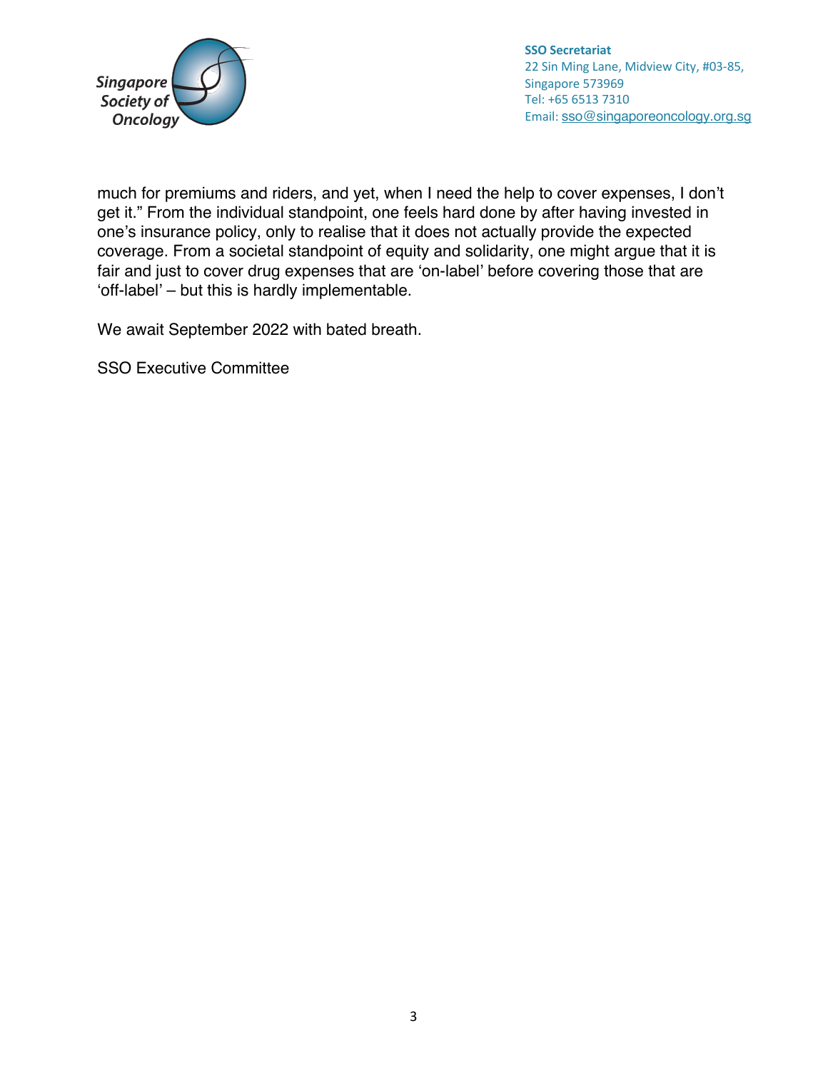much for premiums and riders, and yet, when I need the help to cover expenses, I don't get it." From the individual standpoint, one feels hard done by after having invested in one's insurance policy, only to realise that it does not actually provide the expected coverage. From a societal standpoint of equity and solidarity, one might argue that it is fair and just to cover drug expenses that are 'on-label' before covering those that are 'off-label' – but this is hardly implementable.

We await September 2022 with bated breath.

SSO Executive Committee